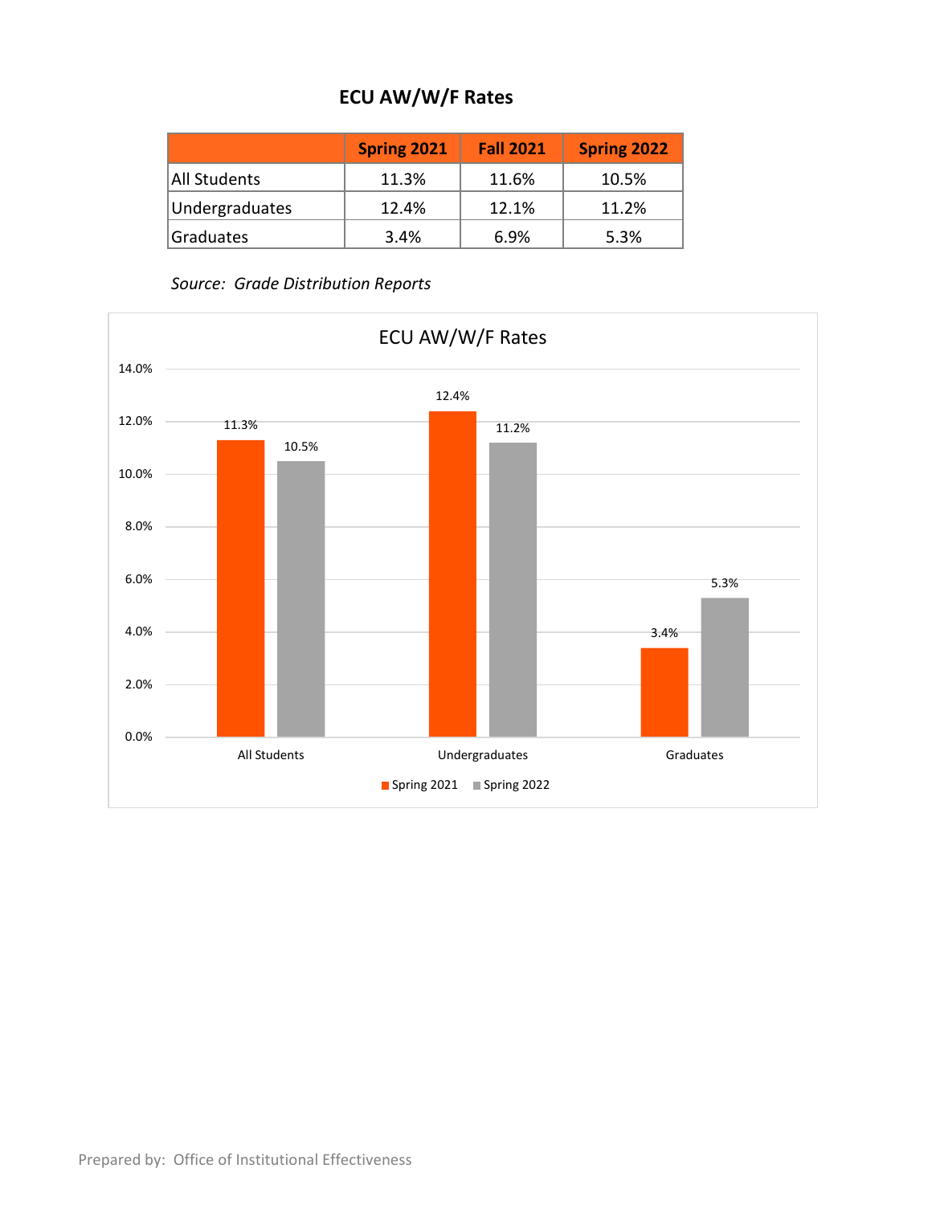# ECU AW/W/F Rates

| | Spring 2021 | Fall 2021 | Spring 2022 |
|---|---|---|---|
| All Students | 11.3% | 11.6% | 10.5% |
| Undergraduates | 12.4% | 12.1% | 11.2% |
| Graduates | 3.4% | 6.9% | 5.3% |

*Source: Grade Distribution Reports*

ECU AW/W/F Rates

| | Spring 2021 | Spring 2022 |
|---|---|---|
| All Students | 11.3% | 10.5% |
| Undergraduates | 12.4% | 11.2% |
| Graduates | 3.4% | 5.3% |

Prepared by: Office of Institutional Effectiveness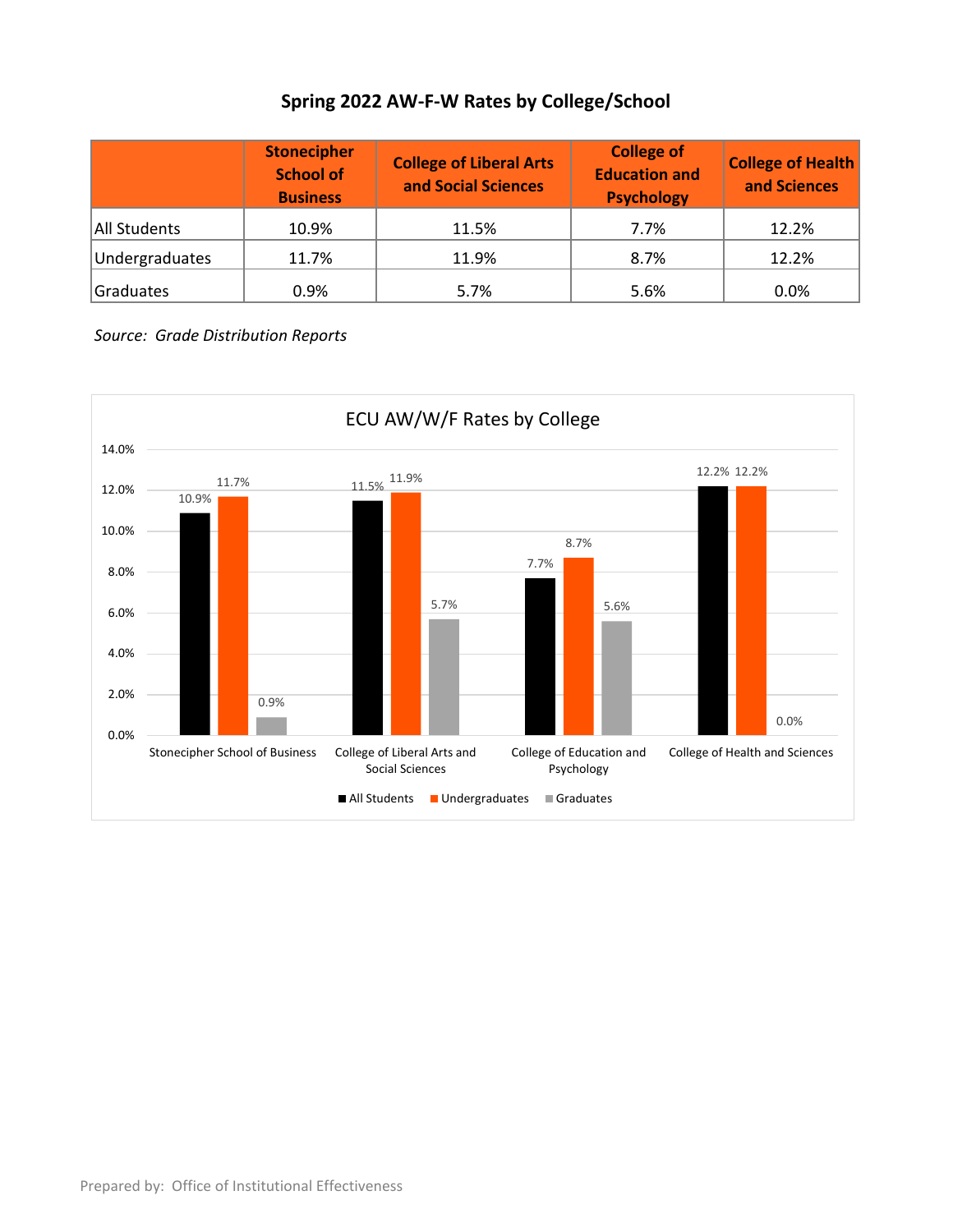## Spring 2022 AW-F-W Rates by College/School

| | Stonecipher School of Business | College of Liberal Arts and Social Sciences | College of Education and Psychology | College of Health and Sciences |
|---|---|---|---|---|
| All Students | 10.9% | 11.5% | 7.7% | 12.2% |
| Undergraduates | 11.7% | 11.9% | 8.7% | 12.2% |
| Graduates | 0.9% | 5.7% | 5.6% | 0.0% |

*Source: Grade Distribution Reports*

**ECU AW/W/F Rates by College**

| | All Students | Undergraduates | Graduates |
|---|---|---|---|
| Stonecipher School of Business | 10.9% | 11.7% | 0.9% |
| College of Liberal Arts and Social Sciences | 11.5% | 11.9% | 5.7% |
| College of Education and Psychology | 7.7% | 8.7% | 5.6% |
| College of Health and Sciences | 12.2% | 12.2% | 0.0% |

Prepared by: Office of Institutional Effectiveness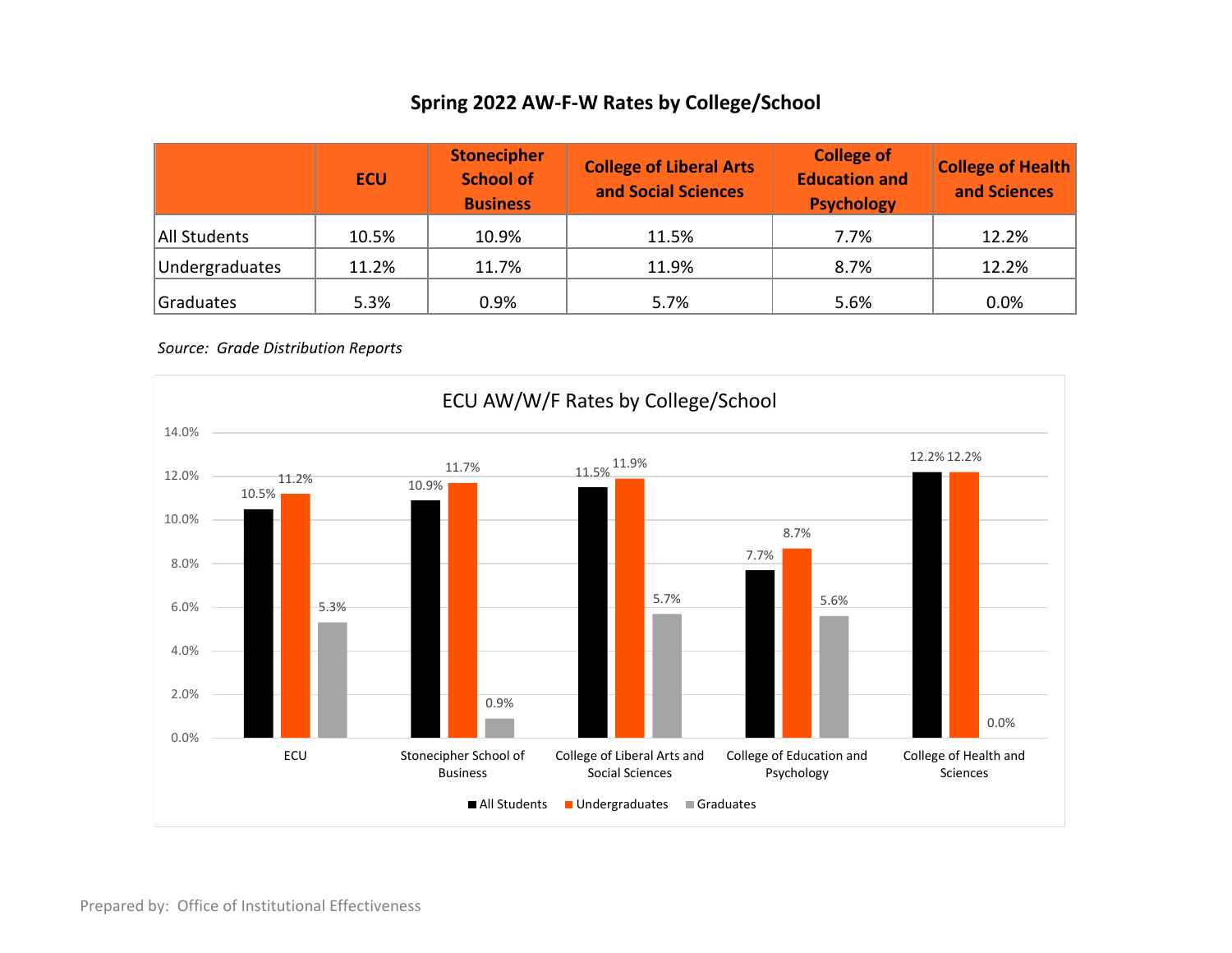## Spring 2022 AW-F-W Rates by College/School

| | ECU | Stonecipher School of Business | College of Liberal Arts and Social Sciences | College of Education and Psychology | College of Health and Sciences |
|---|---|---|---|---|---|
| All Students | 10.5% | 10.9% | 11.5% | 7.7% | 12.2% |
| Undergraduates | 11.2% | 11.7% | 11.9% | 8.7% | 12.2% |
| Graduates | 5.3% | 0.9% | 5.7% | 5.6% | 0.0% |

*Source: Grade Distribution Reports*

ECU AW/W/F Rates by College/School

14.0%
12.0%
10.0%
8.0%
6.0%
4.0%
2.0%
0.0%

ECU: 10.5% 11.2% 5.3%
Stonecipher School of Business: 10.9% 11.7% 0.9%
College of Liberal Arts and Social Sciences: 11.5% 11.9% 5.7%
College of Education and Psychology: 7.7% 8.7% 5.6%
College of Health and Sciences: 12.2% 12.2% 0.0%

All Students, Undergraduates, Graduates

Prepared by: Office of Institutional Effectiveness